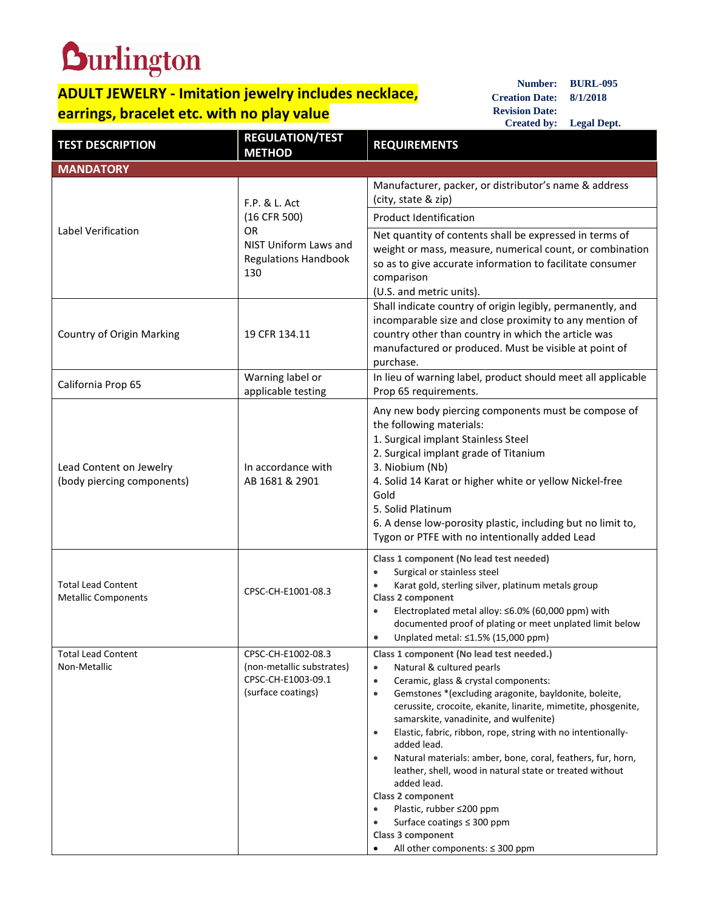Burlington

# ADULT JEWELRY - Imitation jewelry includes necklace, earrings, bracelet etc. with no play value

**Number:** BURL-095
**Creation Date:** 8/1/2018
**Revision Date:**
**Created by:** Legal Dept.

| TEST DESCRIPTION | REGULATION/TEST METHOD | REQUIREMENTS |
|---|---|---|
| **MANDATORY** | | |
| Label Verification | F.P. & L. Act (16 CFR 500) OR NIST Uniform Laws and Regulations Handbook 130 | Manufacturer, packer, or distributor's name & address (city, state & zip) |
| | | Product Identification |
| | | Net quantity of contents shall be expressed in terms of weight or mass, measure, numerical count, or combination so as to give accurate information to facilitate consumer comparison (U.S. and metric units). |
| Country of Origin Marking | 19 CFR 134.11 | Shall indicate country of origin legibly, permanently, and incomparable size and close proximity to any mention of country other than country in which the article was manufactured or produced. Must be visible at point of purchase. |
| California Prop 65 | Warning label or applicable testing | In lieu of warning label, product should meet all applicable Prop 65 requirements. |
| Lead Content on Jewelry (body piercing components) | In accordance with AB 1681 & 2901 | Any new body piercing components must be compose of the following materials:<br>1. Surgical implant Stainless Steel<br>2. Surgical implant grade of Titanium<br>3. Niobium (Nb)<br>4. Solid 14 Karat or higher white or yellow Nickel-free Gold<br>5. Solid Platinum<br>6. A dense low-porosity plastic, including but no limit to, Tygon or PTFE with no intentionally added Lead |
| Total Lead Content Metallic Components | CPSC-CH-E1001-08.3 | **Class 1 component (No lead test needed)**<br>• Surgical or stainless steel<br>• Karat gold, sterling silver, platinum metals group<br>**Class 2 component**<br>• Electroplated metal alloy: ≤6.0% (60,000 ppm) with documented proof of plating or meet unplated limit below<br>• Unplated metal: ≤1.5% (15,000 ppm) |
| Total Lead Content Non-Metallic | CPSC-CH-E1002-08.3 (non-metallic substrates) CPSC-CH-E1003-09.1 (surface coatings) | **Class 1 component (No lead test needed.)**<br>• Natural & cultured pearls<br>• Ceramic, glass & crystal components:<br>• Gemstones *(excluding aragonite, bayldonite, boleite, cerussite, crocoite, ekanite, linarite, mimetite, phosgenite, samarskite, vanadinite, and wulfenite)<br>• Elastic, fabric, ribbon, rope, string with no intentionally-added lead.<br>• Natural materials: amber, bone, coral, feathers, fur, horn, leather, shell, wood in natural state or treated without added lead.<br>**Class 2 component**<br>• Plastic, rubber ≤200 ppm<br>• Surface coatings ≤ 300 ppm<br>**Class 3 component**<br>• All other components: ≤ 300 ppm |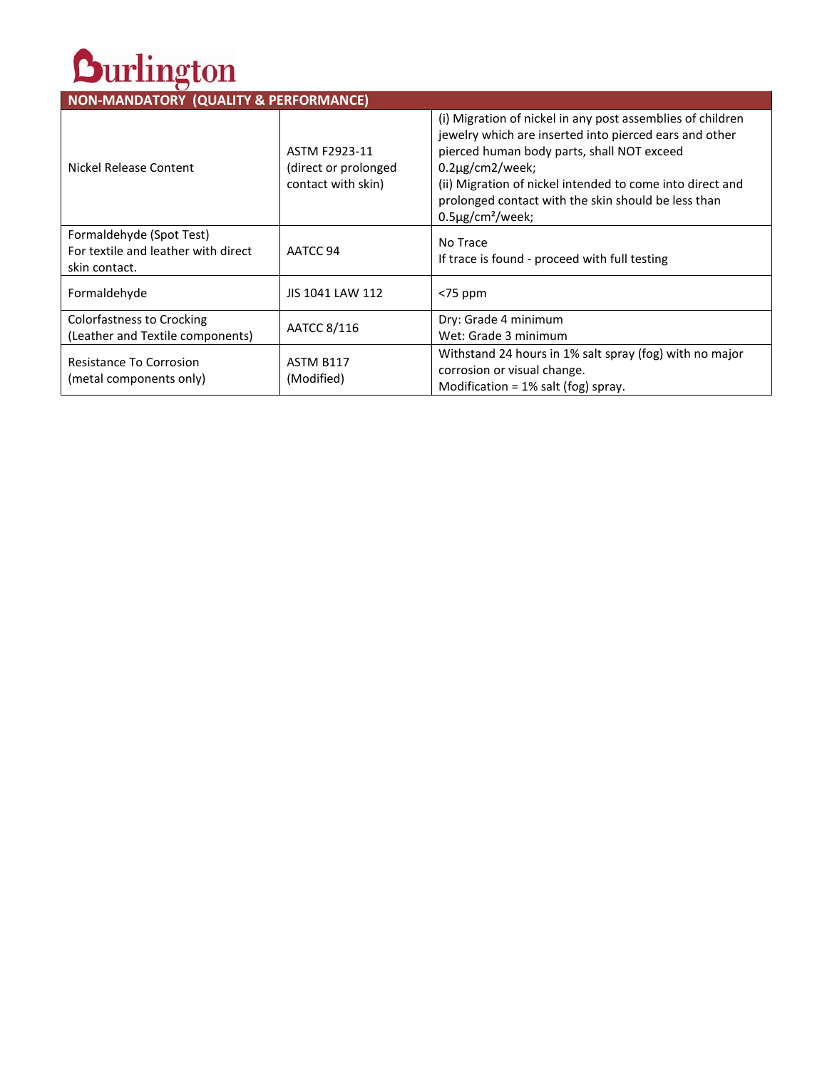| NON-MANDATORY (QUALITY & PERFORMANCE) | | |
|---|---|---|
| Nickel Release Content | ASTM F2923-11 (direct or prolonged contact with skin) | (i) Migration of nickel in any post assemblies of children jewelry which are inserted into pierced ears and other pierced human body parts, shall NOT exceed 0.2µg/cm2/week;<br>(ii) Migration of nickel intended to come into direct and prolonged contact with the skin should be less than 0.5µg/$cm^2$/week; |
| Formaldehyde (Spot Test) For textile and leather with direct skin contact. | AATCC 94 | No Trace<br>If trace is found - proceed with full testing |
| Formaldehyde | JIS 1041 LAW 112 | <75 ppm |
| Colorfastness to Crocking (Leather and Textile components) | AATCC 8/116 | Dry: Grade 4 minimum<br>Wet: Grade 3 minimum |
| Resistance To Corrosion (metal components only) | ASTM B117 (Modified) | Withstand 24 hours in 1% salt spray (fog) with no major corrosion or visual change.<br>Modification = 1% salt (fog) spray. |